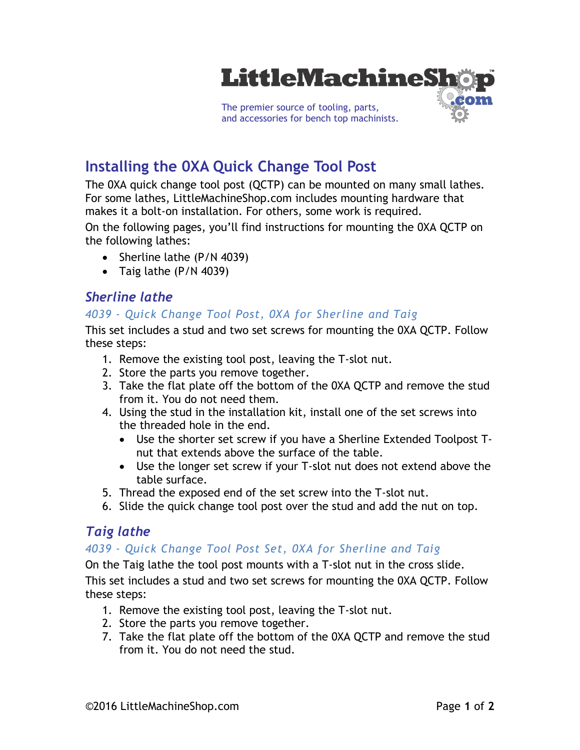LittleMachineShop.com

The premier source of tooling, parts, and accessories for bench top machinists.

# Installing the 0XA Quick Change Tool Post

The 0XA quick change tool post (QCTP) can be mounted on many small lathes. For some lathes, LittleMachineShop.com includes mounting hardware that makes it a bolt-on installation. For others, some work is required.

On the following pages, you'll find instructions for mounting the 0XA QCTP on the following lathes:

- Sherline lathe (P/N 4039)
- Taig lathe (P/N 4039)

## *Sherline lathe*

### *4039 - Quick Change Tool Post, 0XA for Sherline and Taig*

This set includes a stud and two set screws for mounting the 0XA QCTP. Follow these steps:

1. Remove the existing tool post, leaving the T-slot nut.
2. Store the parts you remove together.
3. Take the flat plate off the bottom of the 0XA QCTP and remove the stud from it. You do not need them.
4. Using the stud in the installation kit, install one of the set screws into the threaded hole in the end.
   - Use the shorter set screw if you have a Sherline Extended Toolpost T-nut that extends above the surface of the table.
   - Use the longer set screw if your T-slot nut does not extend above the table surface.
5. Thread the exposed end of the set screw into the T-slot nut.
6. Slide the quick change tool post over the stud and add the nut on top.

## *Taig lathe*

### *4039 - Quick Change Tool Post Set, 0XA for Sherline and Taig*

On the Taig lathe the tool post mounts with a T-slot nut in the cross slide.

This set includes a stud and two set screws for mounting the 0XA QCTP. Follow these steps:

1. Remove the existing tool post, leaving the T-slot nut.
2. Store the parts you remove together.
7. Take the flat plate off the bottom of the 0XA QCTP and remove the stud from it. You do not need the stud.

©2016 LittleMachineShop.com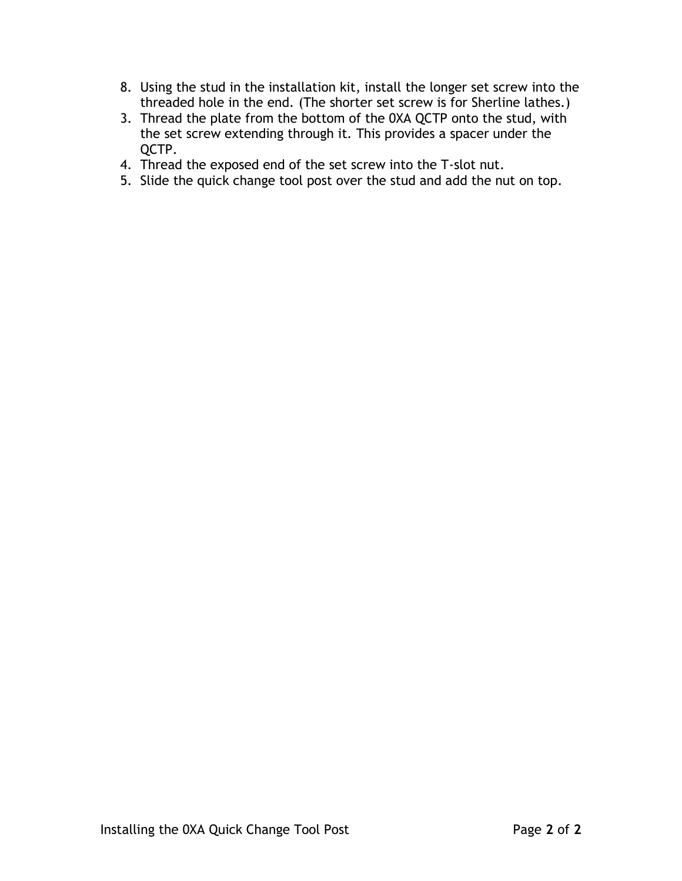8. Using the stud in the installation kit, install the longer set screw into the threaded hole in the end. (The shorter set screw is for Sherline lathes.)
3. Thread the plate from the bottom of the 0XA QCTP onto the stud, with the set screw extending through it. This provides a spacer under the QCTP.
4. Thread the exposed end of the set screw into the T-slot nut.
5. Slide the quick change tool post over the stud and add the nut on top.